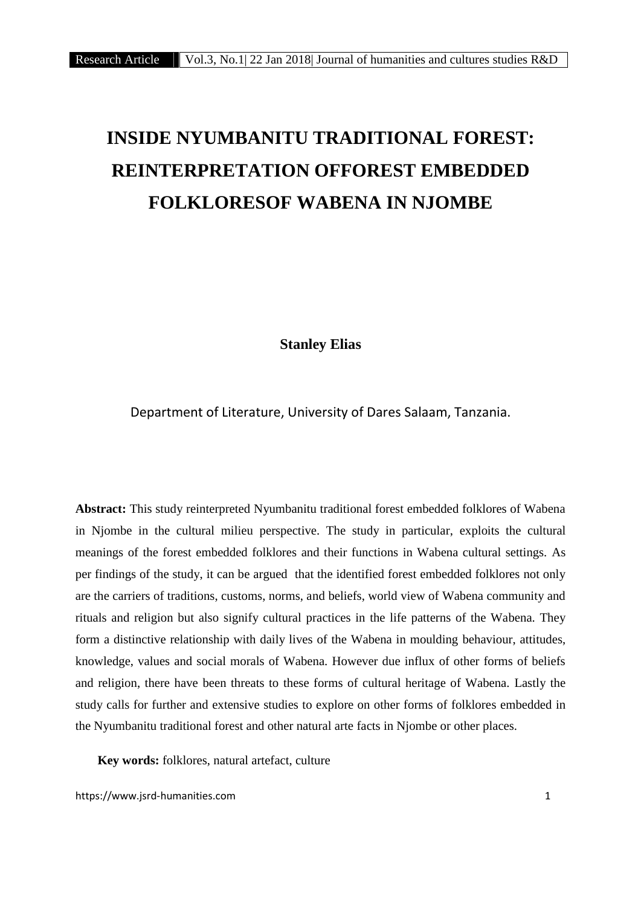# INSIDE NYUMBANITU TRADITIONAL FOREST: REINTERPRETATION OFFOREST EMBEDDED FOLKLORESOF WABENA IN NJOMBE

**Stanley Elias**

Department of Literature, University of Dares Salaam, Tanzania.

**Abstract:** This study reinterpreted Nyumbanitu traditional forest embedded folklores of Wabena in Njombe in the cultural milieu perspective. The study in particular, exploits the cultural meanings of the forest embedded folklores and their functions in Wabena cultural settings. As per findings of the study, it can be argued that the identified forest embedded folklores not only are the carriers of traditions, customs, norms, and beliefs, world view of Wabena community and rituals and religion but also signify cultural practices in the life patterns of the Wabena. They form a distinctive relationship with daily lives of the Wabena in moulding behaviour, attitudes, knowledge, values and social morals of Wabena. However due influx of other forms of beliefs and religion, there have been threats to these forms of cultural heritage of Wabena. Lastly the study calls for further and extensive studies to explore on other forms of folklores embedded in the Nyumbanitu traditional forest and other natural arte facts in Njombe or other places.

**Key words:** folklores, natural artefact, culture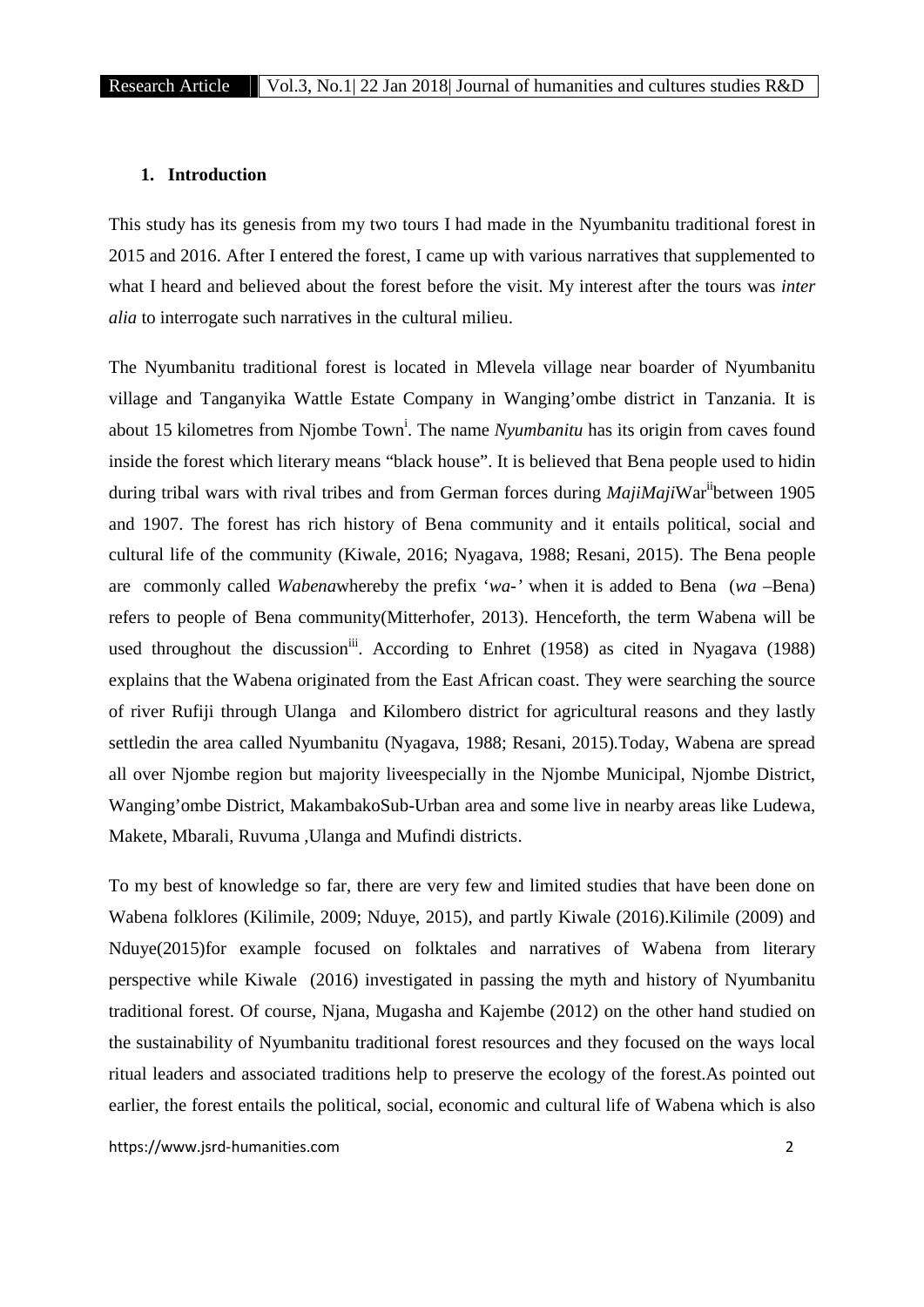## 1. Introduction

This study has its genesis from my two tours I had made in the Nyumbanitu traditional forest in 2015 and 2016. After I entered the forest, I came up with various narratives that supplemented to what I heard and believed about the forest before the visit. My interest after the tours was *inter alia* to interrogate such narratives in the cultural milieu.

The Nyumbanitu traditional forest is located in Mlevela village near boarder of Nyumbanitu village and Tanganyika Wattle Estate Company in Wanging'ombe district in Tanzania. It is about 15 kilometres from Njombe Town[i]. The name *Nyumbanitu* has its origin from caves found inside the forest which literary means "black house". It is believed that Bena people used to hidin during tribal wars with rival tribes and from German forces during *MajiMaji*War[ii]between 1905 and 1907. The forest has rich history of Bena community and it entails political, social and cultural life of the community (Kiwale, 2016; Nyagava, 1988; Resani, 2015). The Bena people are commonly called *Wabena*whereby the prefix '*wa-*' when it is added to Bena (*wa* –Bena) refers to people of Bena community(Mitterhofer, 2013). Henceforth, the term Wabena will be used throughout the discussion[iii]. According to Enhret (1958) as cited in Nyagava (1988) explains that the Wabena originated from the East African coast. They were searching the source of river Rufiji through Ulanga and Kilombero district for agricultural reasons and they lastly settledin the area called Nyumbanitu (Nyagava, 1988; Resani, 2015).Today, Wabena are spread all over Njombe region but majority liveespecially in the Njombe Municipal, Njombe District, Wanging'ombe District, MakambakoSub-Urban area and some live in nearby areas like Ludewa, Makete, Mbarali, Ruvuma ,Ulanga and Mufindi districts.

To my best of knowledge so far, there are very few and limited studies that have been done on Wabena folklores (Kilimile, 2009; Nduye, 2015), and partly Kiwale (2016).Kilimile (2009) and Nduye(2015)for example focused on folktales and narratives of Wabena from literary perspective while Kiwale (2016) investigated in passing the myth and history of Nyumbanitu traditional forest. Of course, Njana, Mugasha and Kajembe (2012) on the other hand studied on the sustainability of Nyumbanitu traditional forest resources and they focused on the ways local ritual leaders and associated traditions help to preserve the ecology of the forest.As pointed out earlier, the forest entails the political, social, economic and cultural life of Wabena which is also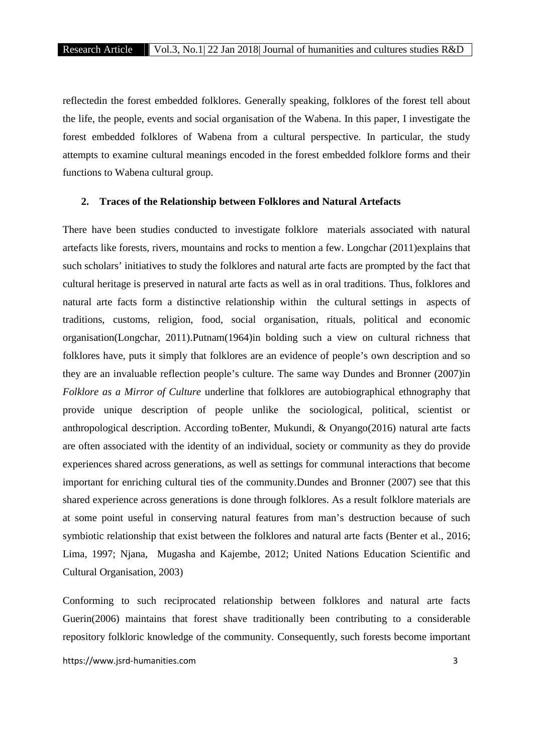reflectedin the forest embedded folklores. Generally speaking, folklores of the forest tell about the life, the people, events and social organisation of the Wabena. In this paper, I investigate the forest embedded folklores of Wabena from a cultural perspective. In particular, the study attempts to examine cultural meanings encoded in the forest embedded folklore forms and their functions to Wabena cultural group.

## 2. Traces of the Relationship between Folklores and Natural Artefacts

There have been studies conducted to investigate folklore materials associated with natural artefacts like forests, rivers, mountains and rocks to mention a few. Longchar (2011)explains that such scholars' initiatives to study the folklores and natural arte facts are prompted by the fact that cultural heritage is preserved in natural arte facts as well as in oral traditions. Thus, folklores and natural arte facts form a distinctive relationship within the cultural settings in aspects of traditions, customs, religion, food, social organisation, rituals, political and economic organisation(Longchar, 2011).Putnam(1964)in bolding such a view on cultural richness that folklores have, puts it simply that folklores are an evidence of people's own description and so they are an invaluable reflection people's culture. The same way Dundes and Bronner (2007)in *Folklore as a Mirror of Culture* underline that folklores are autobiographical ethnography that provide unique description of people unlike the sociological, political, scientist or anthropological description. According toBenter, Mukundi, & Onyango(2016) natural arte facts are often associated with the identity of an individual, society or community as they do provide experiences shared across generations, as well as settings for communal interactions that become important for enriching cultural ties of the community.Dundes and Bronner (2007) see that this shared experience across generations is done through folklores. As a result folklore materials are at some point useful in conserving natural features from man's destruction because of such symbiotic relationship that exist between the folklores and natural arte facts (Benter et al., 2016; Lima, 1997; Njana, Mugasha and Kajembe, 2012; United Nations Education Scientific and Cultural Organisation, 2003)

Conforming to such reciprocated relationship between folklores and natural arte facts Guerin(2006) maintains that forest shave traditionally been contributing to a considerable repository folkloric knowledge of the community. Consequently, such forests become important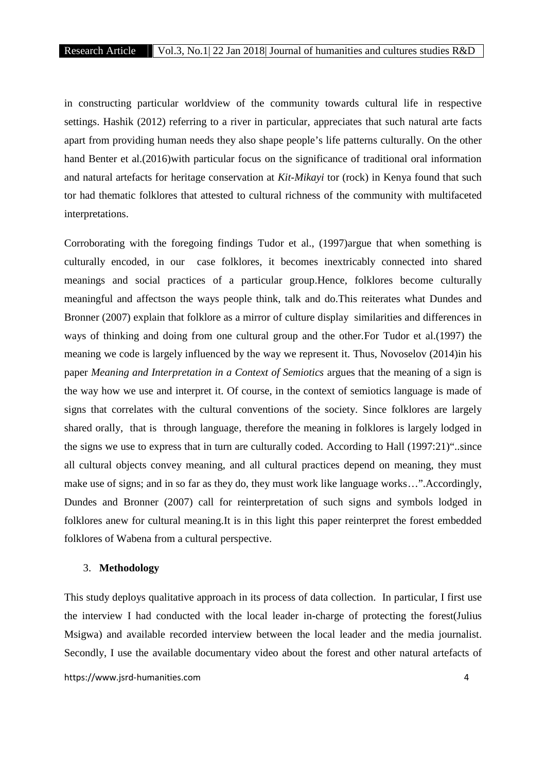in constructing particular worldview of the community towards cultural life in respective settings. Hashik (2012) referring to a river in particular, appreciates that such natural arte facts apart from providing human needs they also shape people's life patterns culturally. On the other hand Benter et al.(2016)with particular focus on the significance of traditional oral information and natural artefacts for heritage conservation at *Kit-Mikayi* tor (rock) in Kenya found that such tor had thematic folklores that attested to cultural richness of the community with multifaceted interpretations.

Corroborating with the foregoing findings Tudor et al., (1997)argue that when something is culturally encoded, in our case folklores, it becomes inextricably connected into shared meanings and social practices of a particular group.Hence, folklores become culturally meaningful and affectson the ways people think, talk and do.This reiterates what Dundes and Bronner (2007) explain that folklore as a mirror of culture display similarities and differences in ways of thinking and doing from one cultural group and the other.For Tudor et al.(1997) the meaning we code is largely influenced by the way we represent it. Thus, Novoselov (2014)in his paper *Meaning and Interpretation in a Context of Semiotics* argues that the meaning of a sign is the way how we use and interpret it. Of course, in the context of semiotics language is made of signs that correlates with the cultural conventions of the society. Since folklores are largely shared orally, that is through language, therefore the meaning in folklores is largely lodged in the signs we use to express that in turn are culturally coded. According to Hall (1997:21)"..since all cultural objects convey meaning, and all cultural practices depend on meaning, they must make use of signs; and in so far as they do, they must work like language works…".Accordingly, Dundes and Bronner (2007) call for reinterpretation of such signs and symbols lodged in folklores anew for cultural meaning.It is in this light this paper reinterpret the forest embedded folklores of Wabena from a cultural perspective.

## 3. Methodology

This study deploys qualitative approach in its process of data collection. In particular, I first use the interview I had conducted with the local leader in-charge of protecting the forest(Julius Msigwa) and available recorded interview between the local leader and the media journalist. Secondly, I use the available documentary video about the forest and other natural artefacts of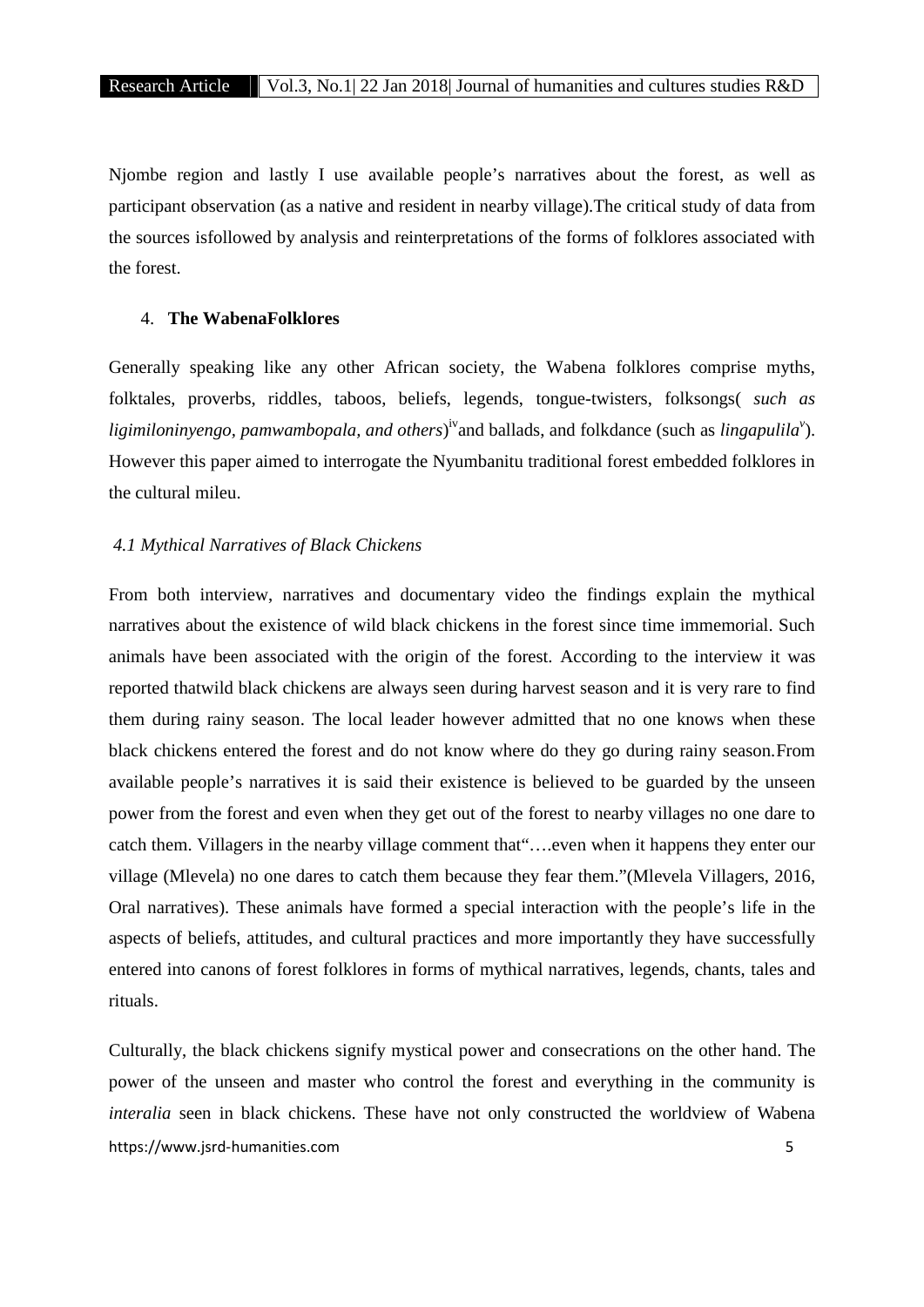Njombe region and lastly I use available people's narratives about the forest, as well as participant observation (as a native and resident in nearby village).The critical study of data from the sources isfollowed by analysis and reinterpretations of the forms of folklores associated with the forest.

## 4. **The WabenaFolklores**

Generally speaking like any other African society, the Wabena folklores comprise myths, folktales, proverbs, riddles, taboos, beliefs, legends, tongue-twisters, folksongs( *such as ligimiloninyengo, pamwambopala, and others*)[iv] and ballads, and folkdance (such as *lingapulila*[v]). However this paper aimed to interrogate the Nyumbanitu traditional forest embedded folklores in the cultural mileu.

### *4.1 Mythical Narratives of Black Chickens*

From both interview, narratives and documentary video the findings explain the mythical narratives about the existence of wild black chickens in the forest since time immemorial. Such animals have been associated with the origin of the forest. According to the interview it was reported thatwild black chickens are always seen during harvest season and it is very rare to find them during rainy season. The local leader however admitted that no one knows when these black chickens entered the forest and do not know where do they go during rainy season.From available people's narratives it is said their existence is believed to be guarded by the unseen power from the forest and even when they get out of the forest to nearby villages no one dare to catch them. Villagers in the nearby village comment that"….even when it happens they enter our village (Mlevela) no one dares to catch them because they fear them."(Mlevela Villagers, 2016, Oral narratives). These animals have formed a special interaction with the people's life in the aspects of beliefs, attitudes, and cultural practices and more importantly they have successfully entered into canons of forest folklores in forms of mythical narratives, legends, chants, tales and rituals.

Culturally, the black chickens signify mystical power and consecrations on the other hand. The power of the unseen and master who control the forest and everything in the community is *interalia* seen in black chickens. These have not only constructed the worldview of Wabena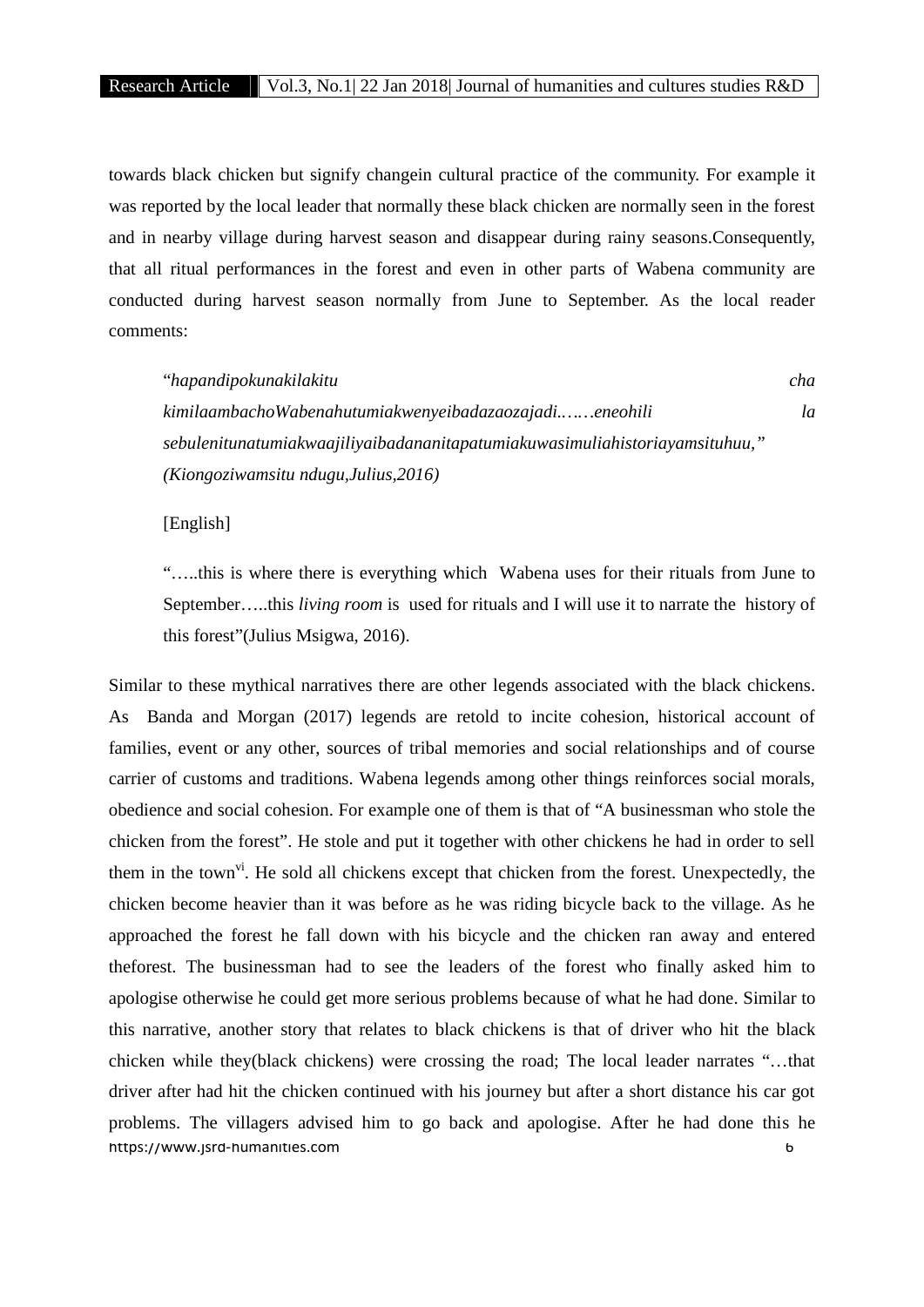towards black chicken but signify changein cultural practice of the community. For example it was reported by the local leader that normally these black chicken are normally seen in the forest and in nearby village during harvest season and disappear during rainy seasons.Consequently, that all ritual performances in the forest and even in other parts of Wabena community are conducted during harvest season normally from June to September. As the local reader comments:

> "*hapandipokunakilakitu cha kimilaambachoWabenahutumiakwenyeibadazaozajadi..….eneohili la sebulenitunatumiakwaajiliyaibadananitapatumiakuwasimuliahistoriayamsituhuu," (Kiongoziwamsitu ndugu,Julius,2016)*
>
> [English]
>
> "…..this is where there is everything which Wabena uses for their rituals from June to September…..this *living room* is used for rituals and I will use it to narrate the history of this forest"(Julius Msigwa, 2016).

Similar to these mythical narratives there are other legends associated with the black chickens. As Banda and Morgan (2017) legends are retold to incite cohesion, historical account of families, event or any other, sources of tribal memories and social relationships and of course carrier of customs and traditions. Wabena legends among other things reinforces social morals, obedience and social cohesion. For example one of them is that of "A businessman who stole the chicken from the forest". He stole and put it together with other chickens he had in order to sell them in the town[vi]. He sold all chickens except that chicken from the forest. Unexpectedly, the chicken become heavier than it was before as he was riding bicycle back to the village. As he approached the forest he fall down with his bicycle and the chicken ran away and entered theforest. The businessman had to see the leaders of the forest who finally asked him to apologise otherwise he could get more serious problems because of what he had done. Similar to this narrative, another story that relates to black chickens is that of driver who hit the black chicken while they(black chickens) were crossing the road; The local leader narrates "…that driver after had hit the chicken continued with his journey but after a short distance his car got problems. The villagers advised him to go back and apologise. After he had done this he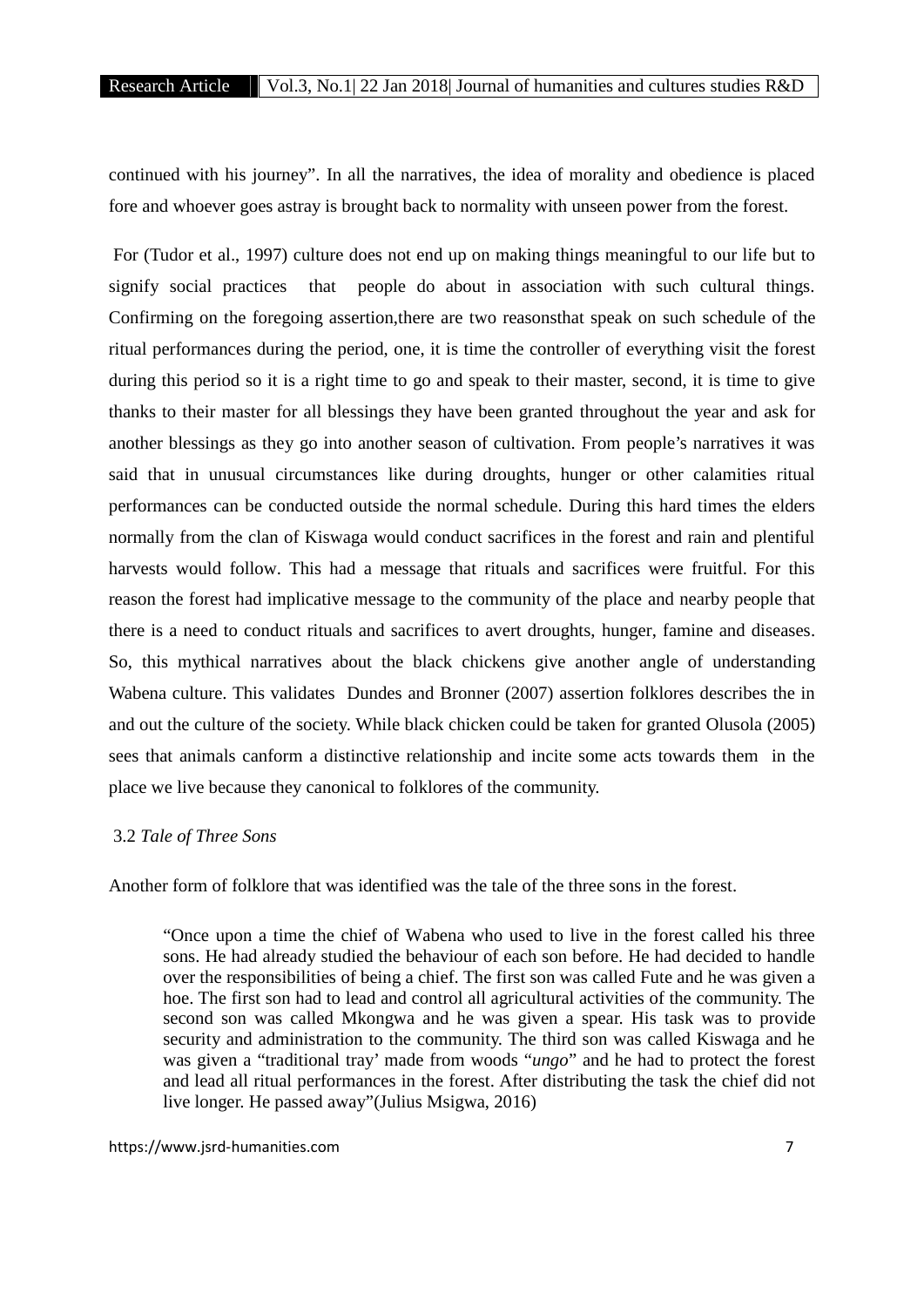continued with his journey". In all the narratives, the idea of morality and obedience is placed fore and whoever goes astray is brought back to normality with unseen power from the forest.

For (Tudor et al., 1997) culture does not end up on making things meaningful to our life but to signify social practices that people do about in association with such cultural things. Confirming on the foregoing assertion,there are two reasonsthat speak on such schedule of the ritual performances during the period, one, it is time the controller of everything visit the forest during this period so it is a right time to go and speak to their master, second, it is time to give thanks to their master for all blessings they have been granted throughout the year and ask for another blessings as they go into another season of cultivation. From people's narratives it was said that in unusual circumstances like during droughts, hunger or other calamities ritual performances can be conducted outside the normal schedule. During this hard times the elders normally from the clan of Kiswaga would conduct sacrifices in the forest and rain and plentiful harvests would follow. This had a message that rituals and sacrifices were fruitful. For this reason the forest had implicative message to the community of the place and nearby people that there is a need to conduct rituals and sacrifices to avert droughts, hunger, famine and diseases. So, this mythical narratives about the black chickens give another angle of understanding Wabena culture. This validates Dundes and Bronner (2007) assertion folklores describes the in and out the culture of the society. While black chicken could be taken for granted Olusola (2005) sees that animals canform a distinctive relationship and incite some acts towards them in the place we live because they canonical to folklores of the community.

### 3.2 *Tale of Three Sons*

Another form of folklore that was identified was the tale of the three sons in the forest.

> "Once upon a time the chief of Wabena who used to live in the forest called his three sons. He had already studied the behaviour of each son before. He had decided to handle over the responsibilities of being a chief. The first son was called Fute and he was given a hoe. The first son had to lead and control all agricultural activities of the community. The second son was called Mkongwa and he was given a spear. His task was to provide security and administration to the community. The third son was called Kiswaga and he was given a "traditional tray' made from woods "*ungo*" and he had to protect the forest and lead all ritual performances in the forest. After distributing the task the chief did not live longer. He passed away"(Julius Msigwa, 2016)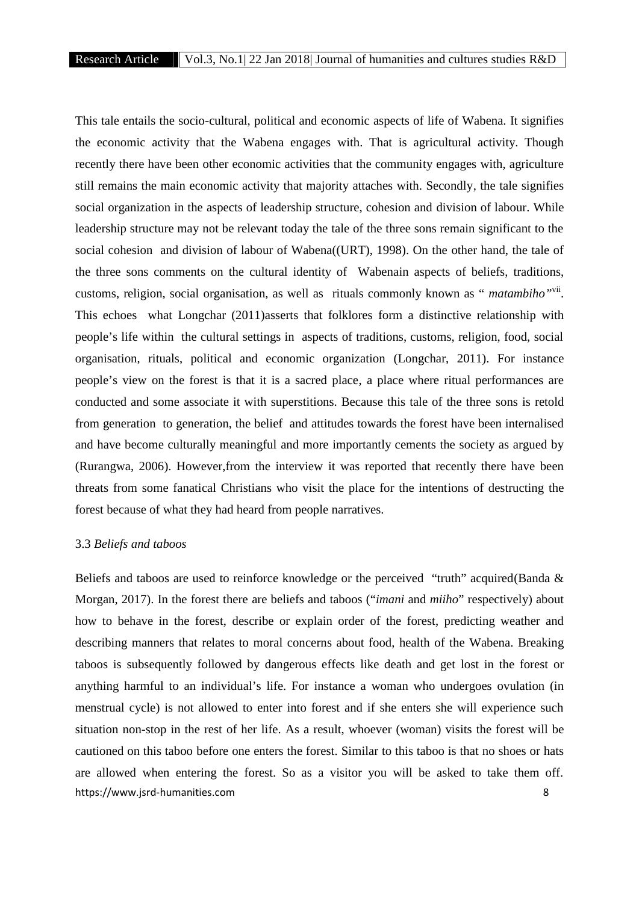This tale entails the socio-cultural, political and economic aspects of life of Wabena. It signifies the economic activity that the Wabena engages with. That is agricultural activity. Though recently there have been other economic activities that the community engages with, agriculture still remains the main economic activity that majority attaches with. Secondly, the tale signifies social organization in the aspects of leadership structure, cohesion and division of labour. While leadership structure may not be relevant today the tale of the three sons remain significant to the social cohesion and division of labour of Wabena((URT), 1998). On the other hand, the tale of the three sons comments on the cultural identity of Wabenain aspects of beliefs, traditions, customs, religion, social organisation, as well as rituals commonly known as " *matambiho*"[vii]. This echoes what Longchar (2011)asserts that folklores form a distinctive relationship with people's life within the cultural settings in aspects of traditions, customs, religion, food, social organisation, rituals, political and economic organization (Longchar, 2011). For instance people's view on the forest is that it is a sacred place, a place where ritual performances are conducted and some associate it with superstitions. Because this tale of the three sons is retold from generation to generation, the belief and attitudes towards the forest have been internalised and have become culturally meaningful and more importantly cements the society as argued by (Rurangwa, 2006). However,from the interview it was reported that recently there have been threats from some fanatical Christians who visit the place for the intentions of destructing the forest because of what they had heard from people narratives.

### 3.3 *Beliefs and taboos*

Beliefs and taboos are used to reinforce knowledge or the perceived "truth" acquired(Banda & Morgan, 2017). In the forest there are beliefs and taboos ("*imani* and *miiho*" respectively) about how to behave in the forest, describe or explain order of the forest, predicting weather and describing manners that relates to moral concerns about food, health of the Wabena. Breaking taboos is subsequently followed by dangerous effects like death and get lost in the forest or anything harmful to an individual's life. For instance a woman who undergoes ovulation (in menstrual cycle) is not allowed to enter into forest and if she enters she will experience such situation non-stop in the rest of her life. As a result, whoever (woman) visits the forest will be cautioned on this taboo before one enters the forest. Similar to this taboo is that no shoes or hats are allowed when entering the forest. So as a visitor you will be asked to take them off.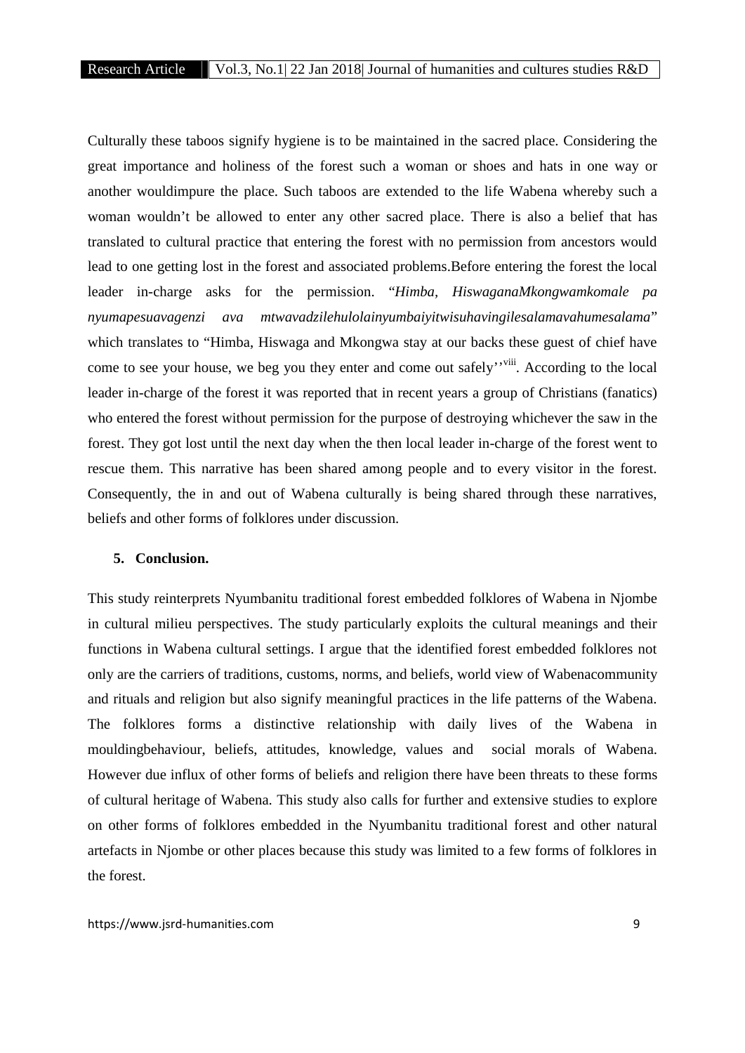Culturally these taboos signify hygiene is to be maintained in the sacred place. Considering the great importance and holiness of the forest such a woman or shoes and hats in one way or another wouldimpure the place. Such taboos are extended to the life Wabena whereby such a woman wouldn't be allowed to enter any other sacred place. There is also a belief that has translated to cultural practice that entering the forest with no permission from ancestors would lead to one getting lost in the forest and associated problems.Before entering the forest the local leader in-charge asks for the permission. "*Himba, HiswaganaMkongwamkomale pa nyumapesuavagenzi ava mtwavadzilehulolainyumbaiyitwisuhavingilesalamavahumesalama*" which translates to "Himba, Hiswaga and Mkongwa stay at our backs these guest of chief have come to see your house, we beg you they enter and come out safely''[viii]. According to the local leader in-charge of the forest it was reported that in recent years a group of Christians (fanatics) who entered the forest without permission for the purpose of destroying whichever the saw in the forest. They got lost until the next day when the then local leader in-charge of the forest went to rescue them. This narrative has been shared among people and to every visitor in the forest. Consequently, the in and out of Wabena culturally is being shared through these narratives, beliefs and other forms of folklores under discussion.

## 5. Conclusion.

This study reinterprets Nyumbanitu traditional forest embedded folklores of Wabena in Njombe in cultural milieu perspectives. The study particularly exploits the cultural meanings and their functions in Wabena cultural settings. I argue that the identified forest embedded folklores not only are the carriers of traditions, customs, norms, and beliefs, world view of Wabenacommunity and rituals and religion but also signify meaningful practices in the life patterns of the Wabena. The folklores forms a distinctive relationship with daily lives of the Wabena in mouldingbehaviour, beliefs, attitudes, knowledge, values and social morals of Wabena. However due influx of other forms of beliefs and religion there have been threats to these forms of cultural heritage of Wabena. This study also calls for further and extensive studies to explore on other forms of folklores embedded in the Nyumbanitu traditional forest and other natural artefacts in Njombe or other places because this study was limited to a few forms of folklores in the forest.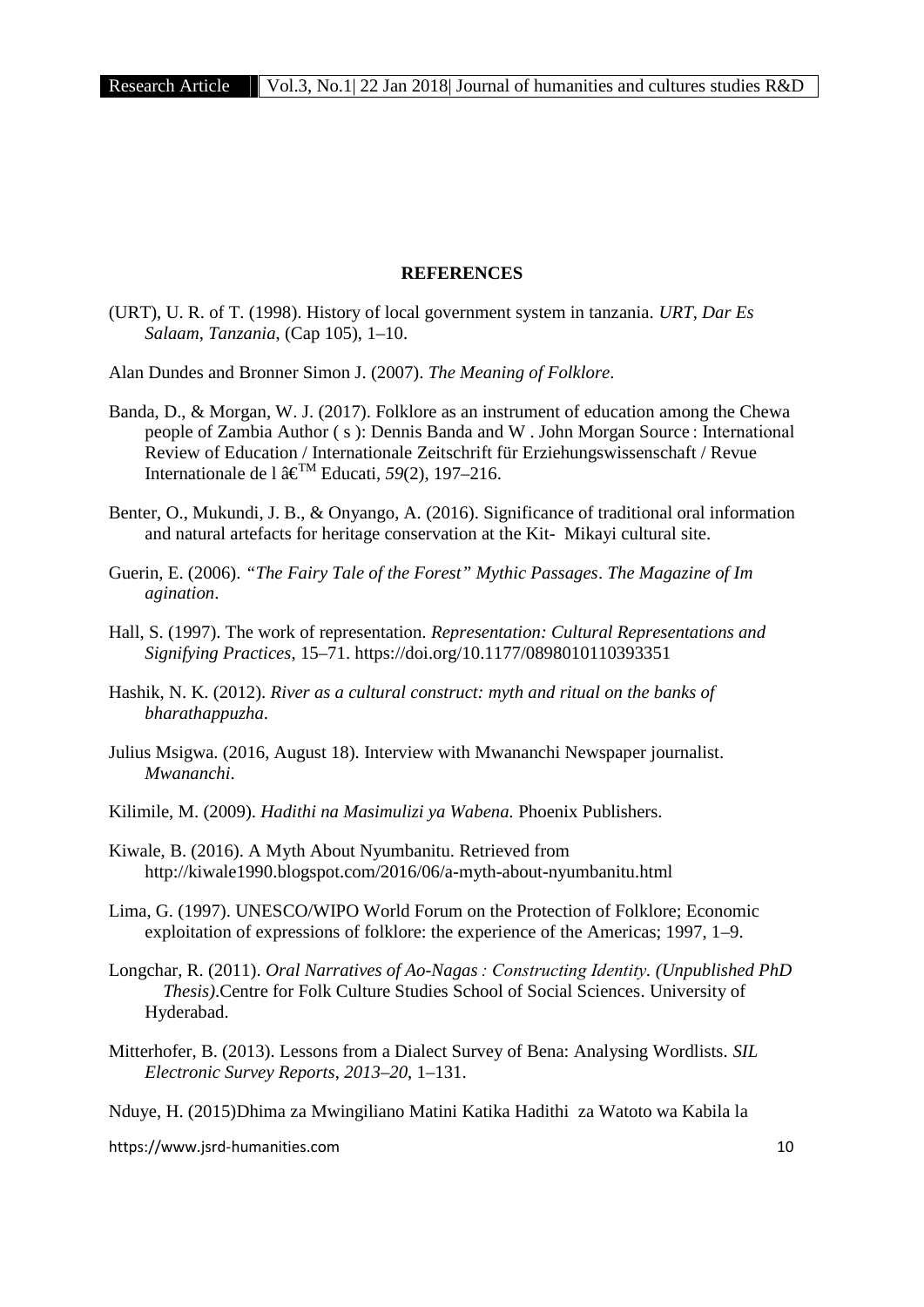**REFERENCES**

(URT), U. R. of T. (1998). History of local government system in tanzania. *URT, Dar Es Salaam, Tanzania*, (Cap 105), 1–10.

Alan Dundes and Bronner Simon J. (2007). *The Meaning of Folklore*.

Banda, D., & Morgan, W. J. (2017). Folklore as an instrument of education among the Chewa people of Zambia Author ( s ): Dennis Banda and W . John Morgan Source : International Review of Education / Internationale Zeitschrift für Erziehungswissenschaft / Revue Internationale de l â€™ Educati, *59*(2), 197–216.

Benter, O., Mukundi, J. B., & Onyango, A. (2016). Significance of traditional oral information and natural artefacts for heritage conservation at the Kit- Mikayi cultural site.

Guerin, E. (2006). *"The Fairy Tale of the Forest" Mythic Passages*. *The Magazine of Im agination*.

Hall, S. (1997). The work of representation. *Representation: Cultural Representations and Signifying Practices*, 15–71. https://doi.org/10.1177/0898010110393351

Hashik, N. K. (2012). *River as a cultural construct: myth and ritual on the banks of bharathappuzha*.

Julius Msigwa. (2016, August 18). Interview with Mwananchi Newspaper journalist. *Mwananchi*.

Kilimile, M. (2009). *Hadithi na Masimulizi ya Wabena.* Phoenix Publishers.

Kiwale, B. (2016). A Myth About Nyumbanitu. Retrieved from http://kiwale1990.blogspot.com/2016/06/a-myth-about-nyumbanitu.html

Lima, G. (1997). UNESCO/WIPO World Forum on the Protection of Folklore; Economic exploitation of expressions of folklore: the experience of the Americas; 1997, 1–9.

Longchar, R. (2011). *Oral Narratives of Ao-Nagas : Constructing Identity. (Unpublished PhD Thesis)*.Centre for Folk Culture Studies School of Social Sciences. University of Hyderabad.

Mitterhofer, B. (2013). Lessons from a Dialect Survey of Bena: Analysing Wordlists. *SIL Electronic Survey Reports*, *2013–20*, 1–131.

Nduye, H. (2015)Dhima za Mwingiliano Matini Katika Hadithi za Watoto wa Kabila la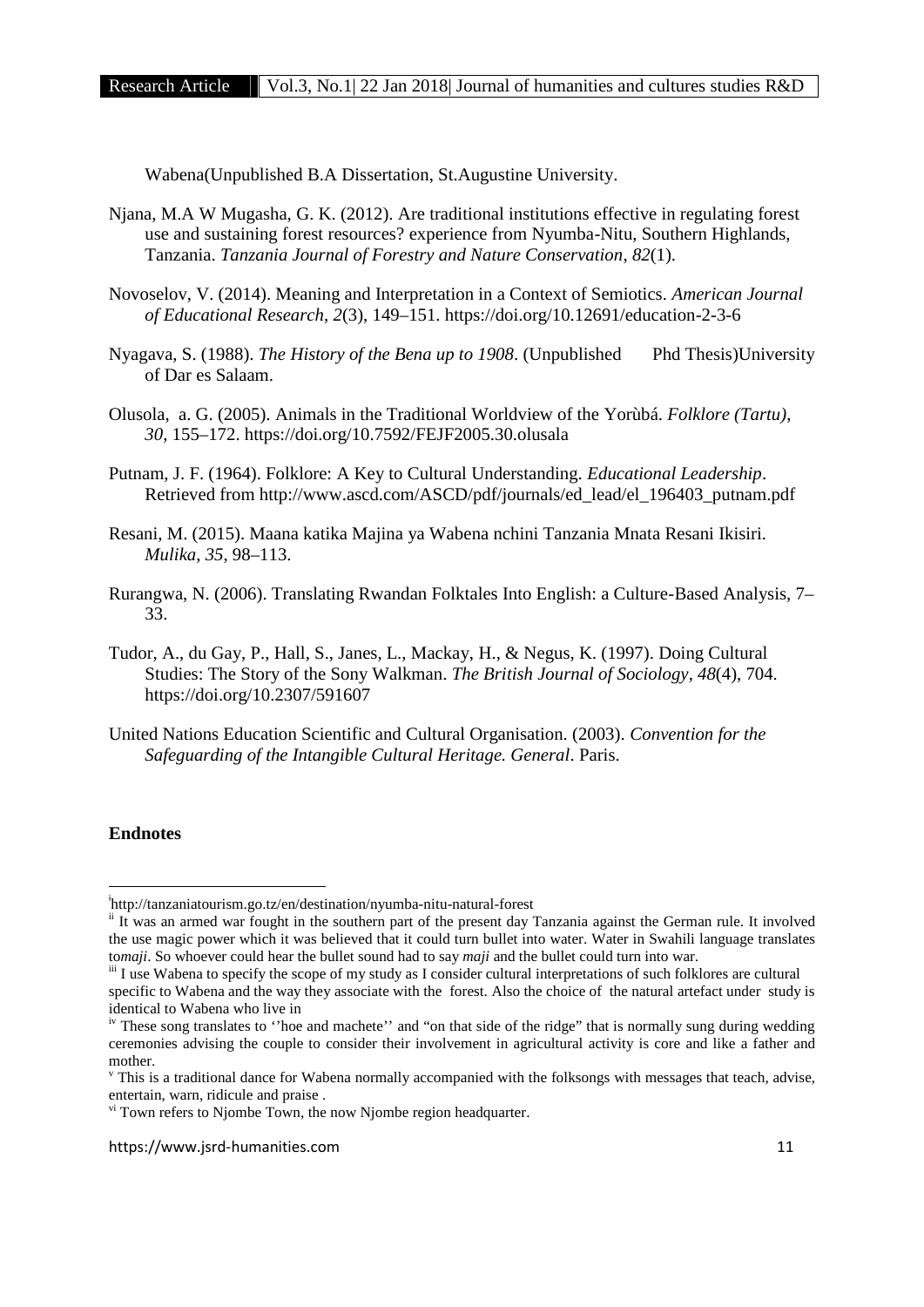Wabena(Unpublished B.A Dissertation, St.Augustine University.

Njana, M.A W Mugasha, G. K. (2012). Are traditional institutions effective in regulating forest use and sustaining forest resources? experience from Nyumba-Nitu, Southern Highlands, Tanzania. *Tanzania Journal of Forestry and Nature Conservation*, *82*(1).

Novoselov, V. (2014). Meaning and Interpretation in a Context of Semiotics. *American Journal of Educational Research*, *2*(3), 149–151. https://doi.org/10.12691/education-2-3-6

Nyagava, S. (1988). *The History of the Bena up to 1908*. (Unpublished Phd Thesis)University of Dar es Salaam.

Olusola, a. G. (2005). Animals in the Traditional Worldview of the Yorùbá. *Folklore (Tartu)*, *30*, 155–172. https://doi.org/10.7592/FEJF2005.30.olusala

Putnam, J. F. (1964). Folklore: A Key to Cultural Understanding. *Educational Leadership*. Retrieved from http://www.ascd.com/ASCD/pdf/journals/ed_lead/el_196403_putnam.pdf

Resani, M. (2015). Maana katika Majina ya Wabena nchini Tanzania Mnata Resani Ikisiri. *Mulika*, *35*, 98–113.

Rurangwa, N. (2006). Translating Rwandan Folktales Into English: a Culture-Based Analysis, 7–33.

Tudor, A., du Gay, P., Hall, S., Janes, L., Mackay, H., & Negus, K. (1997). Doing Cultural Studies: The Story of the Sony Walkman. *The British Journal of Sociology*, *48*(4), 704. https://doi.org/10.2307/591607

United Nations Education Scientific and Cultural Organisation. (2003). *Convention for the Safeguarding of the Intangible Cultural Heritage. General*. Paris.

**Endnotes**

[i] http://tanzaniatourism.go.tz/en/destination/nyumba-nitu-natural-forest

[ii] It was an armed war fought in the southern part of the present day Tanzania against the German rule. It involved the use magic power which it was believed that it could turn bullet into water. Water in Swahili language translates to*maji*. So whoever could hear the bullet sound had to say *maji* and the bullet could turn into war.

[iii] I use Wabena to specify the scope of my study as I consider cultural interpretations of such folklores are cultural specific to Wabena and the way they associate with the forest. Also the choice of the natural artefact under study is identical to Wabena who live in

[iv] These song translates to ''hoe and machete'' and "on that side of the ridge" that is normally sung during wedding ceremonies advising the couple to consider their involvement in agricultural activity is core and like a father and mother.

[v] This is a traditional dance for Wabena normally accompanied with the folksongs with messages that teach, advise, entertain, warn, ridicule and praise .

[vi] Town refers to Njombe Town, the now Njombe region headquarter.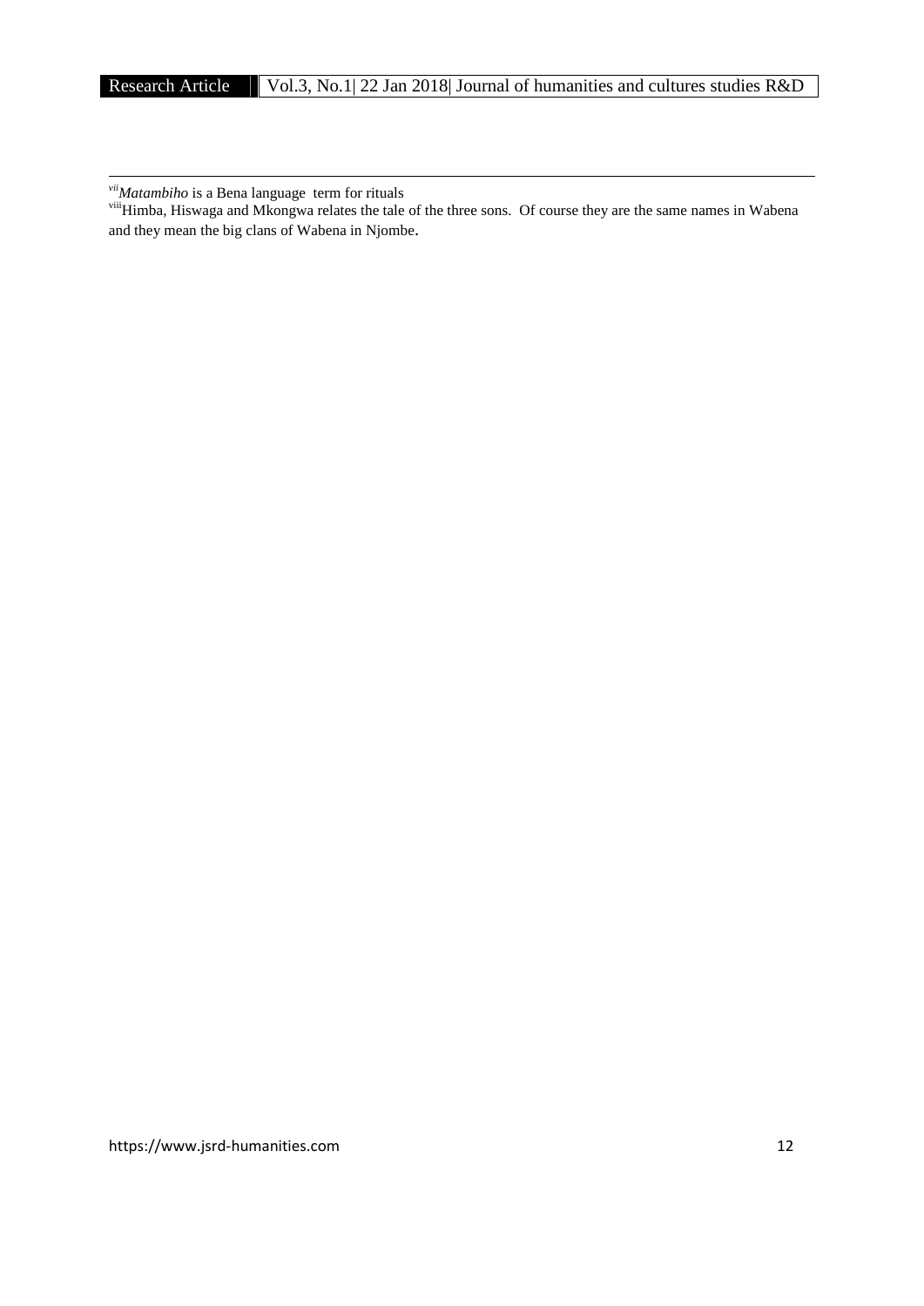[vii]*Matambiho* is a Bena language term for rituals

[viii]Himba, Hiswaga and Mkongwa relates the tale of the three sons. Of course they are the same names in Wabena and they mean the big clans of Wabena in Njombe.